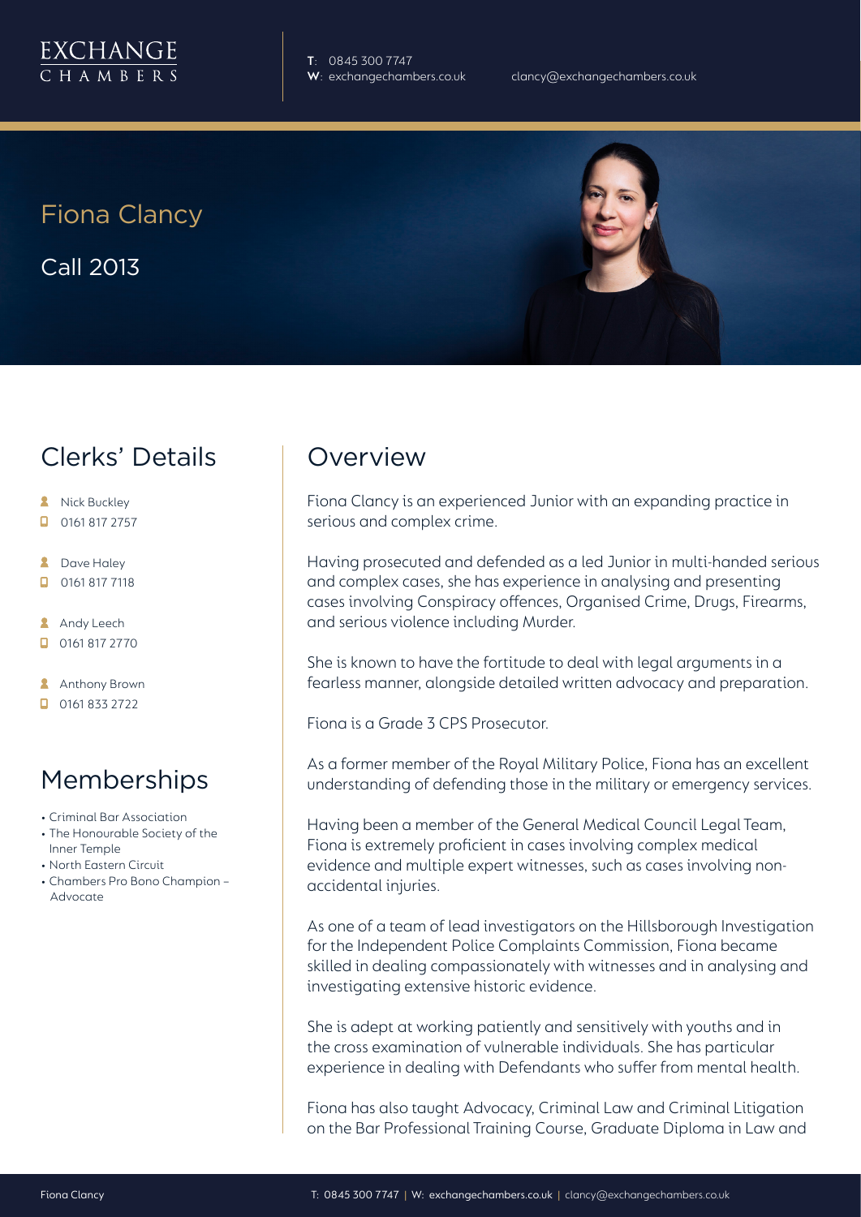EXCHANGE CHAMBERS

**T**: 0845 300 7747
**W**: exchangechambers.co.uk

clancy@exchangechambers.co.uk

# Fiona Clancy

Call 2013

## Clerks' Details

- Nick Buckley
- 0161 817 2757
- Dave Haley
- 0161 817 7118
- Andy Leech
- 0161 817 2770
- Anthony Brown
- 0161 833 2722

## Memberships

- Criminal Bar Association
- The Honourable Society of the Inner Temple
- North Eastern Circuit
- Chambers Pro Bono Champion – Advocate

## Overview

Fiona Clancy is an experienced Junior with an expanding practice in serious and complex crime.

Having prosecuted and defended as a led Junior in multi-handed serious and complex cases, she has experience in analysing and presenting cases involving Conspiracy offences, Organised Crime, Drugs, Firearms, and serious violence including Murder.

She is known to have the fortitude to deal with legal arguments in a fearless manner, alongside detailed written advocacy and preparation.

Fiona is a Grade 3 CPS Prosecutor.

As a former member of the Royal Military Police, Fiona has an excellent understanding of defending those in the military or emergency services.

Having been a member of the General Medical Council Legal Team, Fiona is extremely proficient in cases involving complex medical evidence and multiple expert witnesses, such as cases involving non-accidental injuries.

As one of a team of lead investigators on the Hillsborough Investigation for the Independent Police Complaints Commission, Fiona became skilled in dealing compassionately with witnesses and in analysing and investigating extensive historic evidence.

She is adept at working patiently and sensitively with youths and in the cross examination of vulnerable individuals. She has particular experience in dealing with Defendants who suffer from mental health.

Fiona has also taught Advocacy, Criminal Law and Criminal Litigation on the Bar Professional Training Course, Graduate Diploma in Law and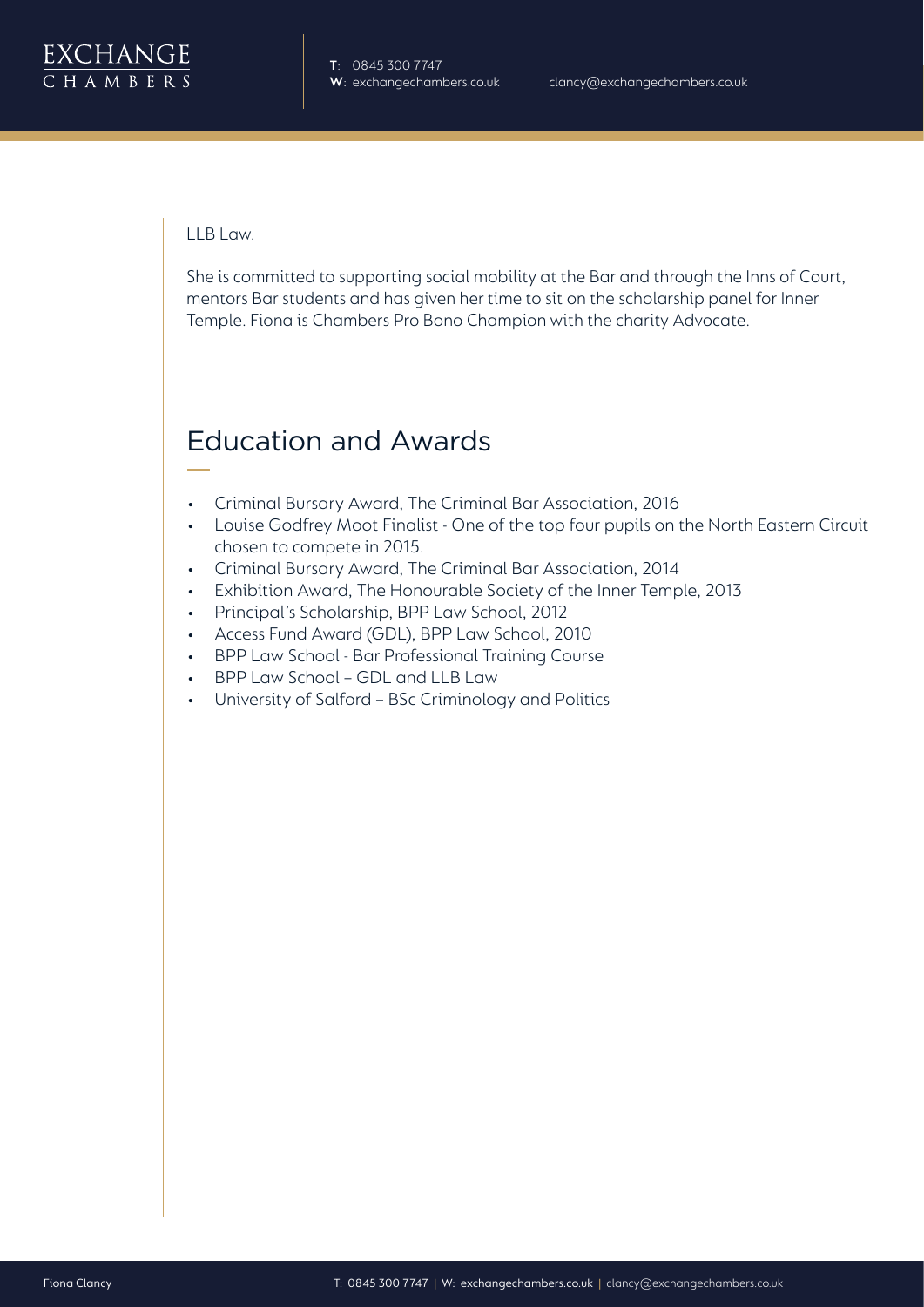LLB Law.

She is committed to supporting social mobility at the Bar and through the Inns of Court, mentors Bar students and has given her time to sit on the scholarship panel for Inner Temple. Fiona is Chambers Pro Bono Champion with the charity Advocate.

## Education and Awards

- Criminal Bursary Award, The Criminal Bar Association, 2016
- Louise Godfrey Moot Finalist - One of the top four pupils on the North Eastern Circuit chosen to compete in 2015.
- Criminal Bursary Award, The Criminal Bar Association, 2014
- Exhibition Award, The Honourable Society of the Inner Temple, 2013
- Principal's Scholarship, BPP Law School, 2012
- Access Fund Award (GDL), BPP Law School, 2010
- BPP Law School - Bar Professional Training Course
- BPP Law School – GDL and LLB Law
- University of Salford – BSc Criminology and Politics